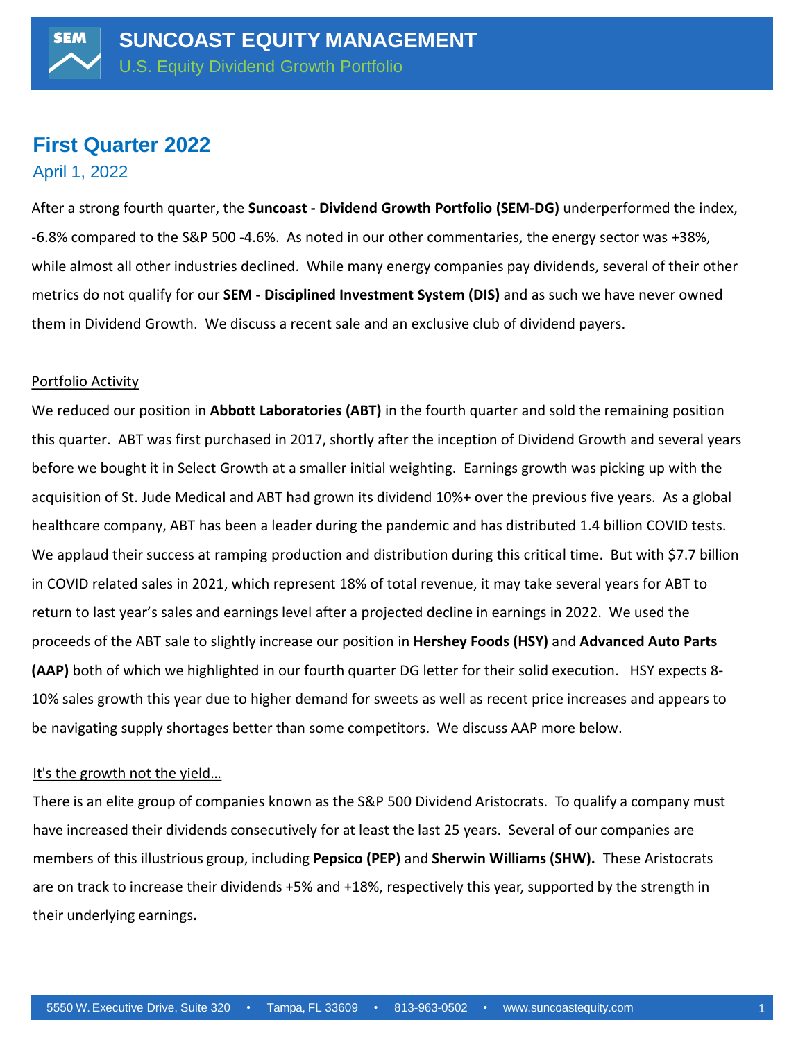# SUNCOAST EQUITY MANAGEMENT

U.S. Equity Dividend Growth Portfolio

## First Quarter 2022

April 1, 2022

After a strong fourth quarter, the **Suncoast - Dividend Growth Portfolio (SEM-DG)** underperformed the index, -6.8% compared to the S&P 500 -4.6%. As noted in our other commentaries, the energy sector was +38%, while almost all other industries declined. While many energy companies pay dividends, several of their other metrics do not qualify for our **SEM - Disciplined Investment System (DIS)** and as such we have never owned them in Dividend Growth. We discuss a recent sale and an exclusive club of dividend payers.

### Portfolio Activity

We reduced our position in **Abbott Laboratories (ABT)** in the fourth quarter and sold the remaining position this quarter. ABT was first purchased in 2017, shortly after the inception of Dividend Growth and several years before we bought it in Select Growth at a smaller initial weighting. Earnings growth was picking up with the acquisition of St. Jude Medical and ABT had grown its dividend 10%+ over the previous five years. As a global healthcare company, ABT has been a leader during the pandemic and has distributed 1.4 billion COVID tests. We applaud their success at ramping production and distribution during this critical time. But with $7.7 billion in COVID related sales in 2021, which represent 18% of total revenue, it may take several years for ABT to return to last year's sales and earnings level after a projected decline in earnings in 2022. We used the proceeds of the ABT sale to slightly increase our position in **Hershey Foods (HSY)** and **Advanced Auto Parts (AAP)** both of which we highlighted in our fourth quarter DG letter for their solid execution. HSY expects 8-10% sales growth this year due to higher demand for sweets as well as recent price increases and appears to be navigating supply shortages better than some competitors. We discuss AAP more below.

### It's the growth not the yield…

There is an elite group of companies known as the S&P 500 Dividend Aristocrats. To qualify a company must have increased their dividends consecutively for at least the last 25 years. Several of our companies are members of this illustrious group, including **Pepsico (PEP)** and **Sherwin Williams (SHW).** These Aristocrats are on track to increase their dividends +5% and +18%, respectively this year, supported by the strength in their underlying earnings**.**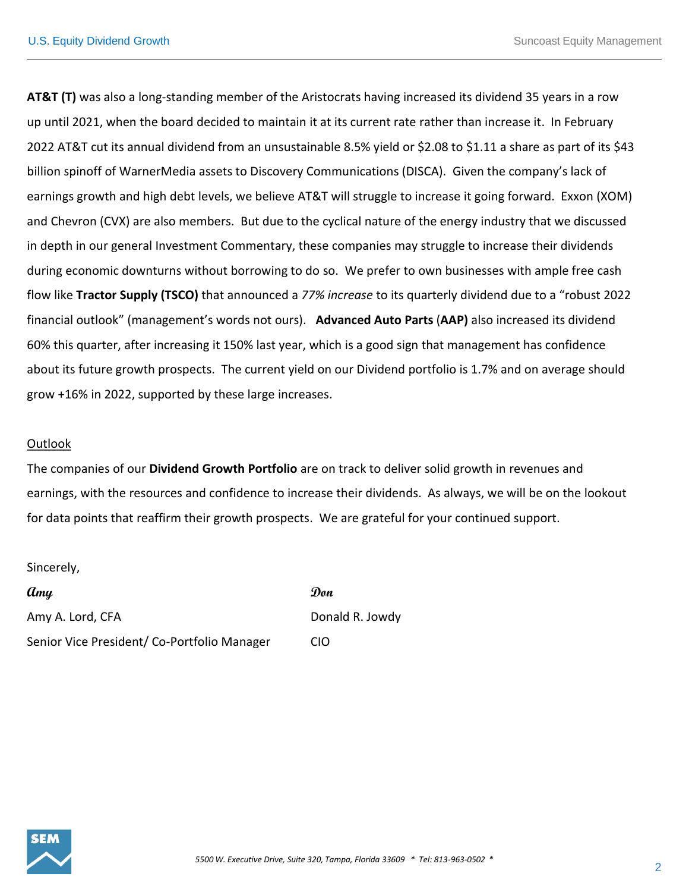**AT&T (T)** was also a long-standing member of the Aristocrats having increased its dividend 35 years in a row up until 2021, when the board decided to maintain it at its current rate rather than increase it. In February 2022 AT&T cut its annual dividend from an unsustainable 8.5% yield or $2.08 to $1.11 a share as part of its $43 billion spinoff of WarnerMedia assets to Discovery Communications (DISCA). Given the company's lack of earnings growth and high debt levels, we believe AT&T will struggle to increase it going forward. Exxon (XOM) and Chevron (CVX) are also members. But due to the cyclical nature of the energy industry that we discussed in depth in our general Investment Commentary, these companies may struggle to increase their dividends during economic downturns without borrowing to do so. We prefer to own businesses with ample free cash flow like **Tractor Supply (TSCO)** that announced a *77% increase* to its quarterly dividend due to a "robust 2022 financial outlook" (management's words not ours). **Advanced Auto Parts** (**AAP)** also increased its dividend 60% this quarter, after increasing it 150% last year, which is a good sign that management has confidence about its future growth prospects. The current yield on our Dividend portfolio is 1.7% and on average should grow +16% in 2022, supported by these large increases.

<u>Outlook</u>

The companies of our **Dividend Growth Portfolio** are on track to deliver solid growth in revenues and earnings, with the resources and confidence to increase their dividends. As always, we will be on the lookout for data points that reaffirm their growth prospects. We are grateful for your continued support.

Sincerely,

| *Amy* | *Don* |
|---|---|
| Amy A. Lord, CFA | Donald R. Jowdy |
| Senior Vice President/ Co-Portfolio Manager | CIO |

*5500 W. Executive Drive, Suite 320, Tampa, Florida 33609 * Tel: 813-963-0502 **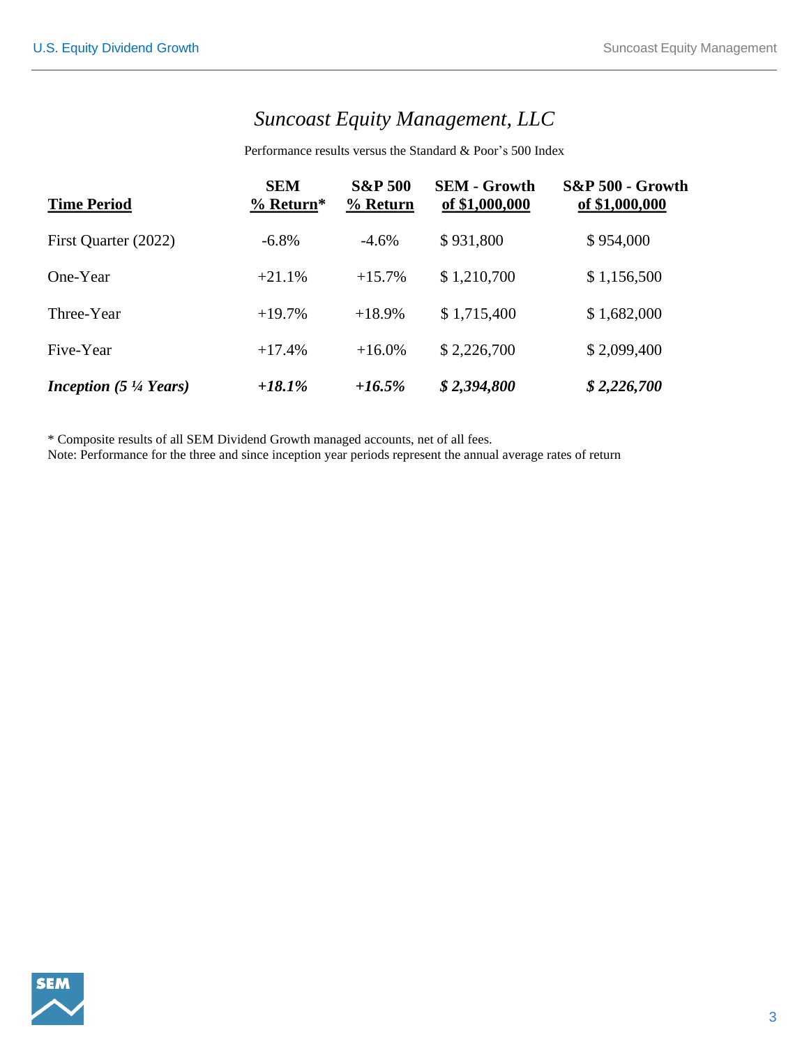# *Suncoast Equity Management, LLC*

Performance results versus the Standard & Poor's 500 Index

| Time Period | SEM % Return* | S&P 500 % Return | SEM - Growth of $1,000,000 | S&P 500 - Growth of $1,000,000 |
|---|---|---|---|---|
| First Quarter (2022) | -6.8% | -4.6% | $ 931,800 | $ 954,000 |
| One-Year | +21.1% | +15.7% | $ 1,210,700 | $ 1,156,500 |
| Three-Year | +19.7% | +18.9% | $ 1,715,400 | $ 1,682,000 |
| Five-Year | +17.4% | +16.0% | $ 2,226,700 | $ 2,099,400 |
| ***Inception (5 ¼ Years)*** | ***+18.1%*** | ***+16.5%*** | ***$ 2,394,800*** | ***$ 2,226,700*** |

* Composite results of all SEM Dividend Growth managed accounts, net of all fees.
Note: Performance for the three and since inception year periods represent the annual average rates of return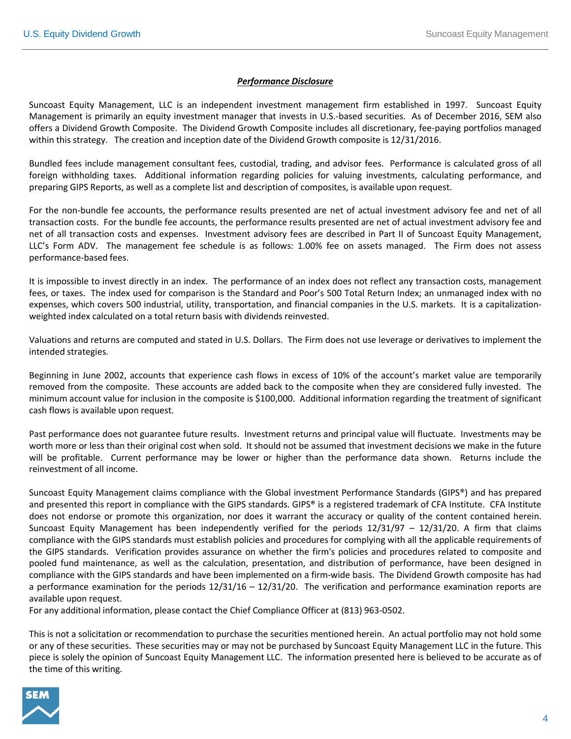***Performance Disclosure***

Suncoast Equity Management, LLC is an independent investment management firm established in 1997. Suncoast Equity Management is primarily an equity investment manager that invests in U.S.-based securities. As of December 2016, SEM also offers a Dividend Growth Composite. The Dividend Growth Composite includes all discretionary, fee-paying portfolios managed within this strategy. The creation and inception date of the Dividend Growth composite is 12/31/2016.

Bundled fees include management consultant fees, custodial, trading, and advisor fees. Performance is calculated gross of all foreign withholding taxes. Additional information regarding policies for valuing investments, calculating performance, and preparing GIPS Reports, as well as a complete list and description of composites, is available upon request.

For the non-bundle fee accounts, the performance results presented are net of actual investment advisory fee and net of all transaction costs. For the bundle fee accounts, the performance results presented are net of actual investment advisory fee and net of all transaction costs and expenses. Investment advisory fees are described in Part II of Suncoast Equity Management, LLC's Form ADV. The management fee schedule is as follows: 1.00% fee on assets managed. The Firm does not assess performance-based fees.

It is impossible to invest directly in an index. The performance of an index does not reflect any transaction costs, management fees, or taxes. The index used for comparison is the Standard and Poor's 500 Total Return Index; an unmanaged index with no expenses, which covers 500 industrial, utility, transportation, and financial companies in the U.S. markets. It is a capitalization-weighted index calculated on a total return basis with dividends reinvested.

Valuations and returns are computed and stated in U.S. Dollars. The Firm does not use leverage or derivatives to implement the intended strategies.

Beginning in June 2002, accounts that experience cash flows in excess of 10% of the account's market value are temporarily removed from the composite. These accounts are added back to the composite when they are considered fully invested. The minimum account value for inclusion in the composite is $100,000. Additional information regarding the treatment of significant cash flows is available upon request.

Past performance does not guarantee future results. Investment returns and principal value will fluctuate. Investments may be worth more or less than their original cost when sold. It should not be assumed that investment decisions we make in the future will be profitable. Current performance may be lower or higher than the performance data shown. Returns include the reinvestment of all income.

Suncoast Equity Management claims compliance with the Global investment Performance Standards (GIPS®) and has prepared and presented this report in compliance with the GIPS standards. GIPS® is a registered trademark of CFA Institute. CFA Institute does not endorse or promote this organization, nor does it warrant the accuracy or quality of the content contained herein. Suncoast Equity Management has been independently verified for the periods 12/31/97 – 12/31/20. A firm that claims compliance with the GIPS standards must establish policies and procedures for complying with all the applicable requirements of the GIPS standards. Verification provides assurance on whether the firm's policies and procedures related to composite and pooled fund maintenance, as well as the calculation, presentation, and distribution of performance, have been designed in compliance with the GIPS standards and have been implemented on a firm-wide basis. The Dividend Growth composite has had a performance examination for the periods 12/31/16 – 12/31/20. The verification and performance examination reports are available upon request.
For any additional information, please contact the Chief Compliance Officer at (813) 963-0502.

This is not a solicitation or recommendation to purchase the securities mentioned herein. An actual portfolio may not hold some or any of these securities. These securities may or may not be purchased by Suncoast Equity Management LLC in the future. This piece is solely the opinion of Suncoast Equity Management LLC. The information presented here is believed to be accurate as of the time of this writing.